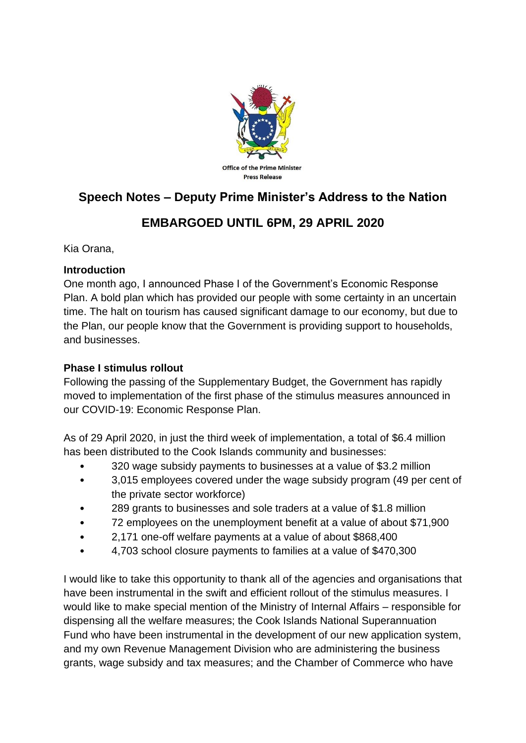Office of the Prime Minister
Press Release

# Speech Notes – Deputy Prime Minister's Address to the Nation

## EMBARGOED UNTIL 6PM, 29 APRIL 2020

Kia Orana,

**Introduction**

One month ago, I announced Phase I of the Government's Economic Response Plan. A bold plan which has provided our people with some certainty in an uncertain time. The halt on tourism has caused significant damage to our economy, but due to the Plan, our people know that the Government is providing support to households, and businesses.

**Phase I stimulus rollout**

Following the passing of the Supplementary Budget, the Government has rapidly moved to implementation of the first phase of the stimulus measures announced in our COVID-19: Economic Response Plan.

As of 29 April 2020, in just the third week of implementation, a total of $6.4 million has been distributed to the Cook Islands community and businesses:

- 320 wage subsidy payments to businesses at a value of $3.2 million
- 3,015 employees covered under the wage subsidy program (49 per cent of the private sector workforce)
- 289 grants to businesses and sole traders at a value of $1.8 million
- 72 employees on the unemployment benefit at a value of about $71,900
- 2,171 one-off welfare payments at a value of about $868,400
- 4,703 school closure payments to families at a value of $470,300

I would like to take this opportunity to thank all of the agencies and organisations that have been instrumental in the swift and efficient rollout of the stimulus measures. I would like to make special mention of the Ministry of Internal Affairs – responsible for dispensing all the welfare measures; the Cook Islands National Superannuation Fund who have been instrumental in the development of our new application system, and my own Revenue Management Division who are administering the business grants, wage subsidy and tax measures; and the Chamber of Commerce who have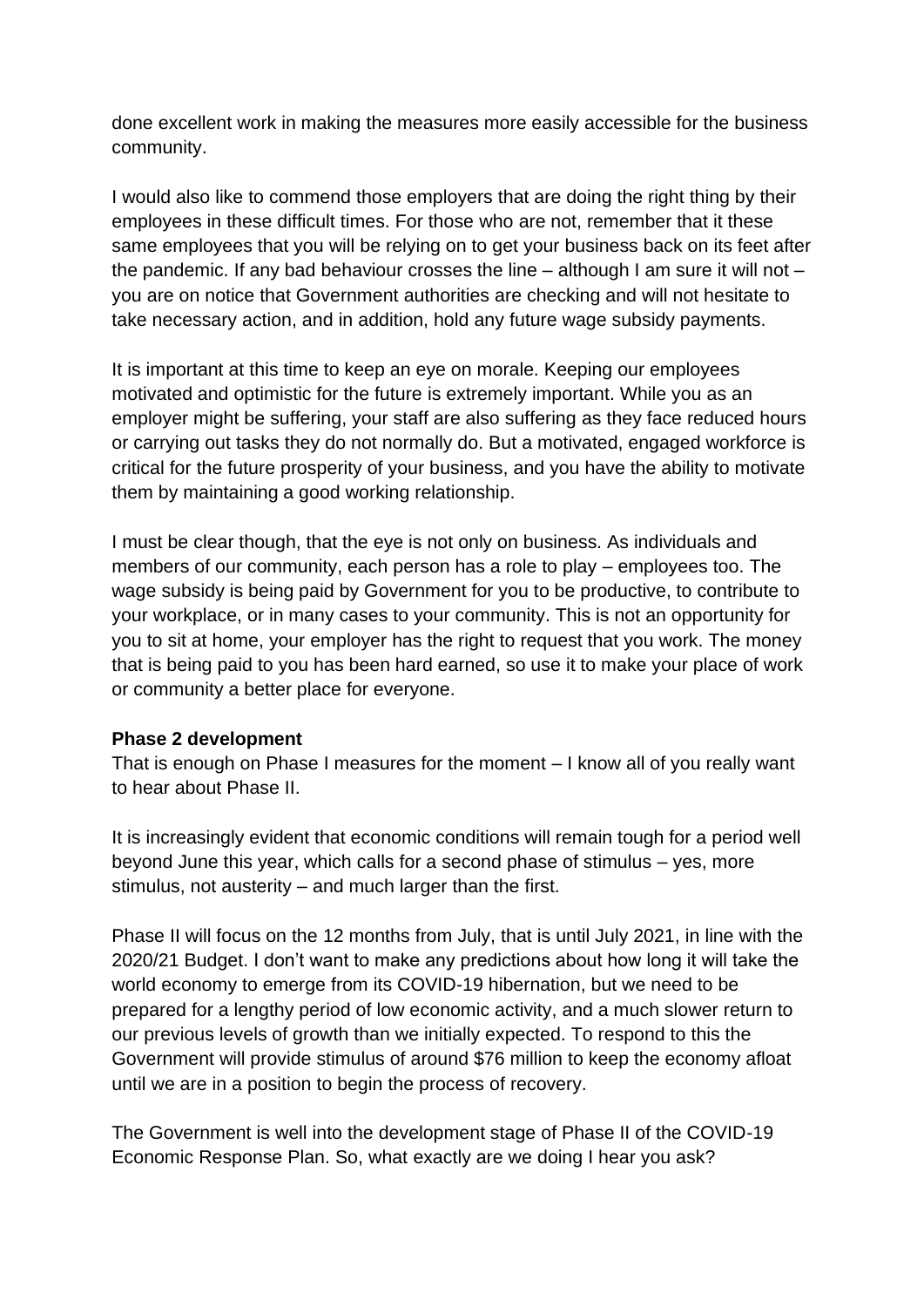done excellent work in making the measures more easily accessible for the business community.

I would also like to commend those employers that are doing the right thing by their employees in these difficult times. For those who are not, remember that it these same employees that you will be relying on to get your business back on its feet after the pandemic. If any bad behaviour crosses the line – although I am sure it will not – you are on notice that Government authorities are checking and will not hesitate to take necessary action, and in addition, hold any future wage subsidy payments.

It is important at this time to keep an eye on morale. Keeping our employees motivated and optimistic for the future is extremely important. While you as an employer might be suffering, your staff are also suffering as they face reduced hours or carrying out tasks they do not normally do. But a motivated, engaged workforce is critical for the future prosperity of your business, and you have the ability to motivate them by maintaining a good working relationship.

I must be clear though, that the eye is not only on business. As individuals and members of our community, each person has a role to play – employees too. The wage subsidy is being paid by Government for you to be productive, to contribute to your workplace, or in many cases to your community. This is not an opportunity for you to sit at home, your employer has the right to request that you work. The money that is being paid to you has been hard earned, so use it to make your place of work or community a better place for everyone.

**Phase 2 development**

That is enough on Phase I measures for the moment – I know all of you really want to hear about Phase II.

It is increasingly evident that economic conditions will remain tough for a period well beyond June this year, which calls for a second phase of stimulus – yes, more stimulus, not austerity – and much larger than the first.

Phase II will focus on the 12 months from July, that is until July 2021, in line with the 2020/21 Budget. I don't want to make any predictions about how long it will take the world economy to emerge from its COVID-19 hibernation, but we need to be prepared for a lengthy period of low economic activity, and a much slower return to our previous levels of growth than we initially expected. To respond to this the Government will provide stimulus of around $76 million to keep the economy afloat until we are in a position to begin the process of recovery.

The Government is well into the development stage of Phase II of the COVID-19 Economic Response Plan. So, what exactly are we doing I hear you ask?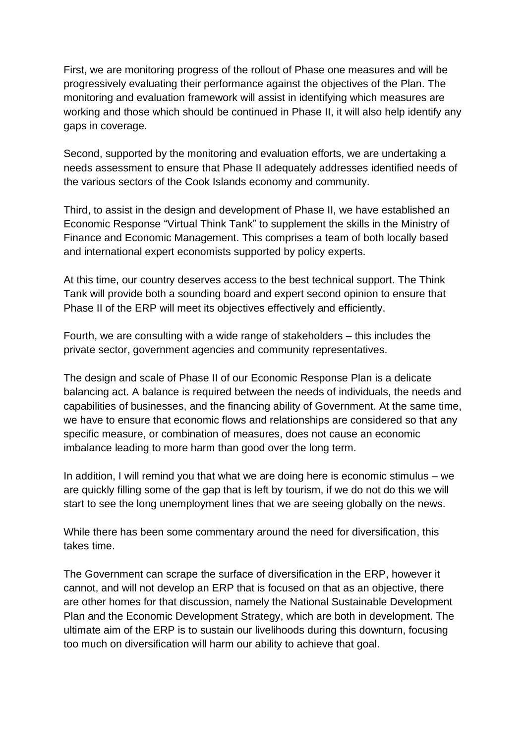First, we are monitoring progress of the rollout of Phase one measures and will be progressively evaluating their performance against the objectives of the Plan. The monitoring and evaluation framework will assist in identifying which measures are working and those which should be continued in Phase II, it will also help identify any gaps in coverage.

Second, supported by the monitoring and evaluation efforts, we are undertaking a needs assessment to ensure that Phase II adequately addresses identified needs of the various sectors of the Cook Islands economy and community.

Third, to assist in the design and development of Phase II, we have established an Economic Response "Virtual Think Tank" to supplement the skills in the Ministry of Finance and Economic Management. This comprises a team of both locally based and international expert economists supported by policy experts.

At this time, our country deserves access to the best technical support. The Think Tank will provide both a sounding board and expert second opinion to ensure that Phase II of the ERP will meet its objectives effectively and efficiently.

Fourth, we are consulting with a wide range of stakeholders – this includes the private sector, government agencies and community representatives.

The design and scale of Phase II of our Economic Response Plan is a delicate balancing act. A balance is required between the needs of individuals, the needs and capabilities of businesses, and the financing ability of Government. At the same time, we have to ensure that economic flows and relationships are considered so that any specific measure, or combination of measures, does not cause an economic imbalance leading to more harm than good over the long term.

In addition, I will remind you that what we are doing here is economic stimulus – we are quickly filling some of the gap that is left by tourism, if we do not do this we will start to see the long unemployment lines that we are seeing globally on the news.

While there has been some commentary around the need for diversification, this takes time.

The Government can scrape the surface of diversification in the ERP, however it cannot, and will not develop an ERP that is focused on that as an objective, there are other homes for that discussion, namely the National Sustainable Development Plan and the Economic Development Strategy, which are both in development. The ultimate aim of the ERP is to sustain our livelihoods during this downturn, focusing too much on diversification will harm our ability to achieve that goal.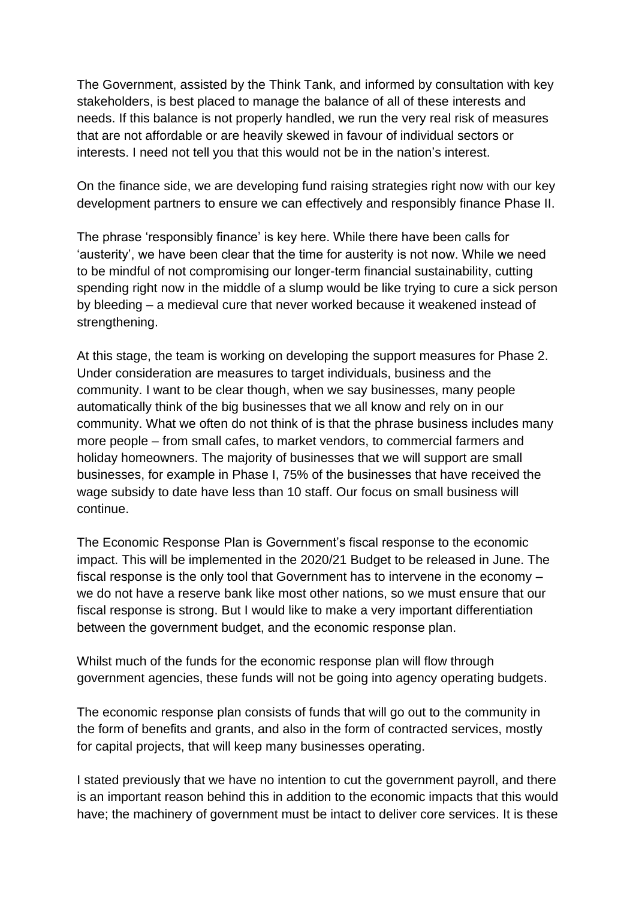The Government, assisted by the Think Tank, and informed by consultation with key stakeholders, is best placed to manage the balance of all of these interests and needs. If this balance is not properly handled, we run the very real risk of measures that are not affordable or are heavily skewed in favour of individual sectors or interests. I need not tell you that this would not be in the nation's interest.

On the finance side, we are developing fund raising strategies right now with our key development partners to ensure we can effectively and responsibly finance Phase II.

The phrase 'responsibly finance' is key here. While there have been calls for 'austerity', we have been clear that the time for austerity is not now. While we need to be mindful of not compromising our longer-term financial sustainability, cutting spending right now in the middle of a slump would be like trying to cure a sick person by bleeding – a medieval cure that never worked because it weakened instead of strengthening.

At this stage, the team is working on developing the support measures for Phase 2. Under consideration are measures to target individuals, business and the community. I want to be clear though, when we say businesses, many people automatically think of the big businesses that we all know and rely on in our community. What we often do not think of is that the phrase business includes many more people – from small cafes, to market vendors, to commercial farmers and holiday homeowners. The majority of businesses that we will support are small businesses, for example in Phase I, 75% of the businesses that have received the wage subsidy to date have less than 10 staff. Our focus on small business will continue.

The Economic Response Plan is Government's fiscal response to the economic impact. This will be implemented in the 2020/21 Budget to be released in June. The fiscal response is the only tool that Government has to intervene in the economy – we do not have a reserve bank like most other nations, so we must ensure that our fiscal response is strong. But I would like to make a very important differentiation between the government budget, and the economic response plan.

Whilst much of the funds for the economic response plan will flow through government agencies, these funds will not be going into agency operating budgets.

The economic response plan consists of funds that will go out to the community in the form of benefits and grants, and also in the form of contracted services, mostly for capital projects, that will keep many businesses operating.

I stated previously that we have no intention to cut the government payroll, and there is an important reason behind this in addition to the economic impacts that this would have; the machinery of government must be intact to deliver core services. It is these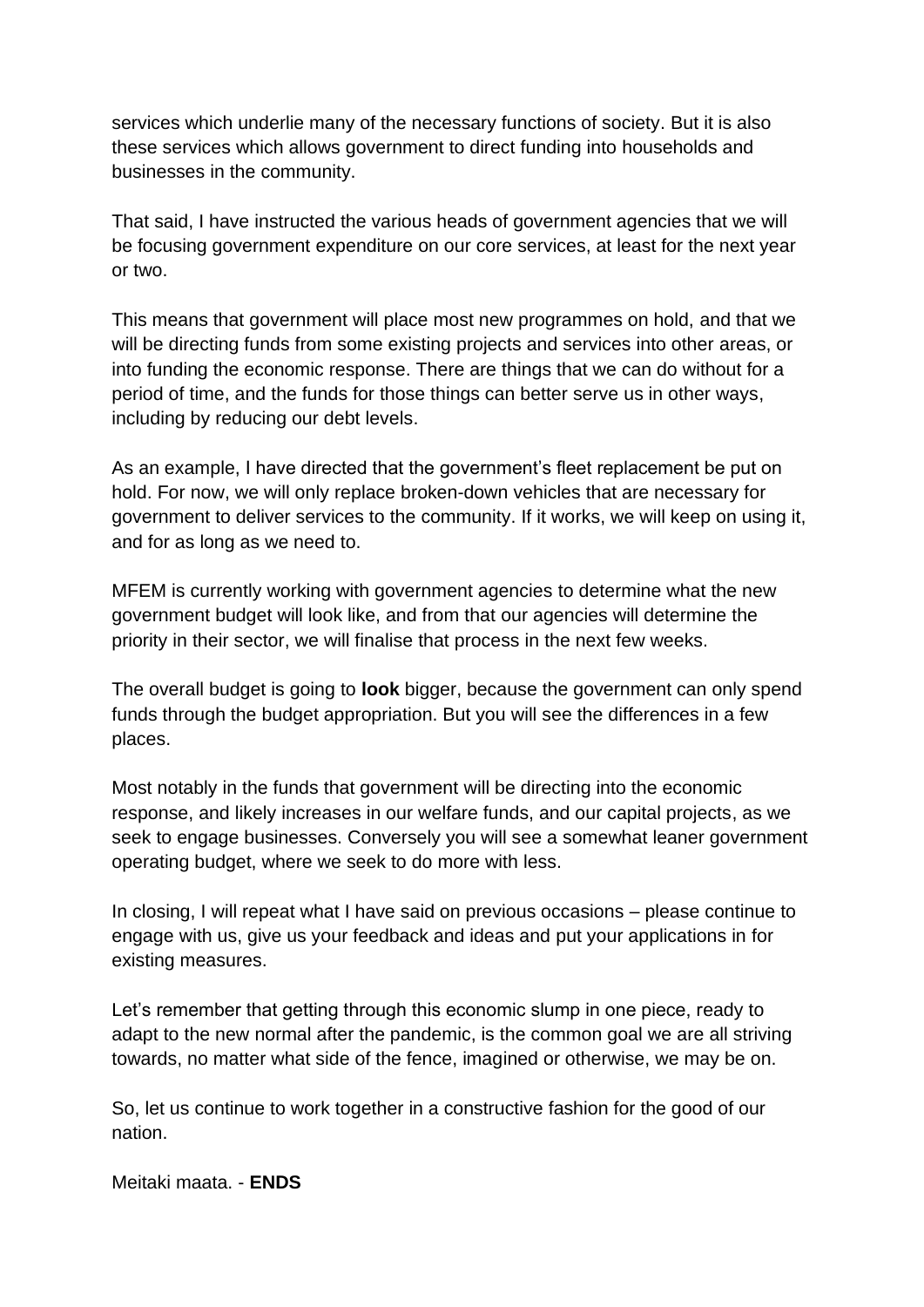services which underlie many of the necessary functions of society. But it is also these services which allows government to direct funding into households and businesses in the community.

That said, I have instructed the various heads of government agencies that we will be focusing government expenditure on our core services, at least for the next year or two.

This means that government will place most new programmes on hold, and that we will be directing funds from some existing projects and services into other areas, or into funding the economic response. There are things that we can do without for a period of time, and the funds for those things can better serve us in other ways, including by reducing our debt levels.

As an example, I have directed that the government's fleet replacement be put on hold. For now, we will only replace broken-down vehicles that are necessary for government to deliver services to the community. If it works, we will keep on using it, and for as long as we need to.

MFEM is currently working with government agencies to determine what the new government budget will look like, and from that our agencies will determine the priority in their sector, we will finalise that process in the next few weeks.

The overall budget is going to **look** bigger, because the government can only spend funds through the budget appropriation. But you will see the differences in a few places.

Most notably in the funds that government will be directing into the economic response, and likely increases in our welfare funds, and our capital projects, as we seek to engage businesses. Conversely you will see a somewhat leaner government operating budget, where we seek to do more with less.

In closing, I will repeat what I have said on previous occasions – please continue to engage with us, give us your feedback and ideas and put your applications in for existing measures.

Let's remember that getting through this economic slump in one piece, ready to adapt to the new normal after the pandemic, is the common goal we are all striving towards, no matter what side of the fence, imagined or otherwise, we may be on.

So, let us continue to work together in a constructive fashion for the good of our nation.

Meitaki maata. - **ENDS**